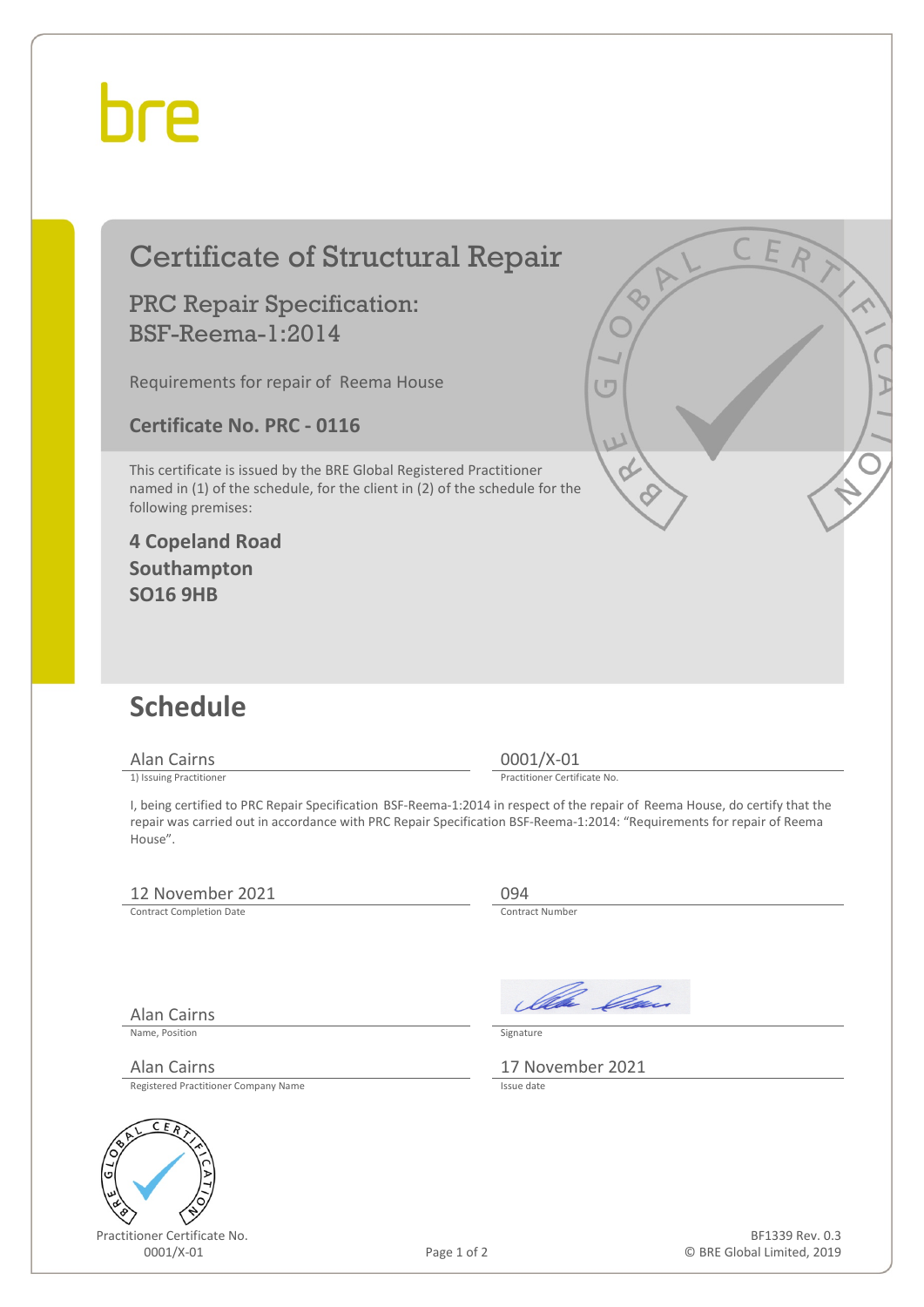bre

# Certificate of Structural Repair

## PRC Repair Specification: BSF-Reema-1:2014

Requirements for repair of Reema House

**Certificate No. PRC - 0116**

This certificate is issued by the BRE Global Registered Practitioner named in (1) of the schedule, for the client in (2) of the schedule for the following premises:

**4 Copeland Road**
**Southampton**
**SO16 9HB**

## Schedule

| | |
|---|---|
| Alan Cairns | 0001/X-01 |
| 1) Issuing Practitioner | Practitioner Certificate No. |

I, being certified to PRC Repair Specification BSF-Reema-1:2014 in respect of the repair of Reema House, do certify that the repair was carried out in accordance with PRC Repair Specification BSF-Reema-1:2014: "Requirements for repair of Reema House".

| | |
|---|---|
| 12 November 2021 | 094 |
| Contract Completion Date | Contract Number |

| | |
|---|---|
| Alan Cairns | [Signature] |
| Name, Position | Signature |
| Alan Cairns | 17 November 2021 |
| Registered Practitioner Company Name | Issue date |

Practitioner Certificate No.
0001/X-01

BF1339 Rev. 0.3
© BRE Global Limited, 2019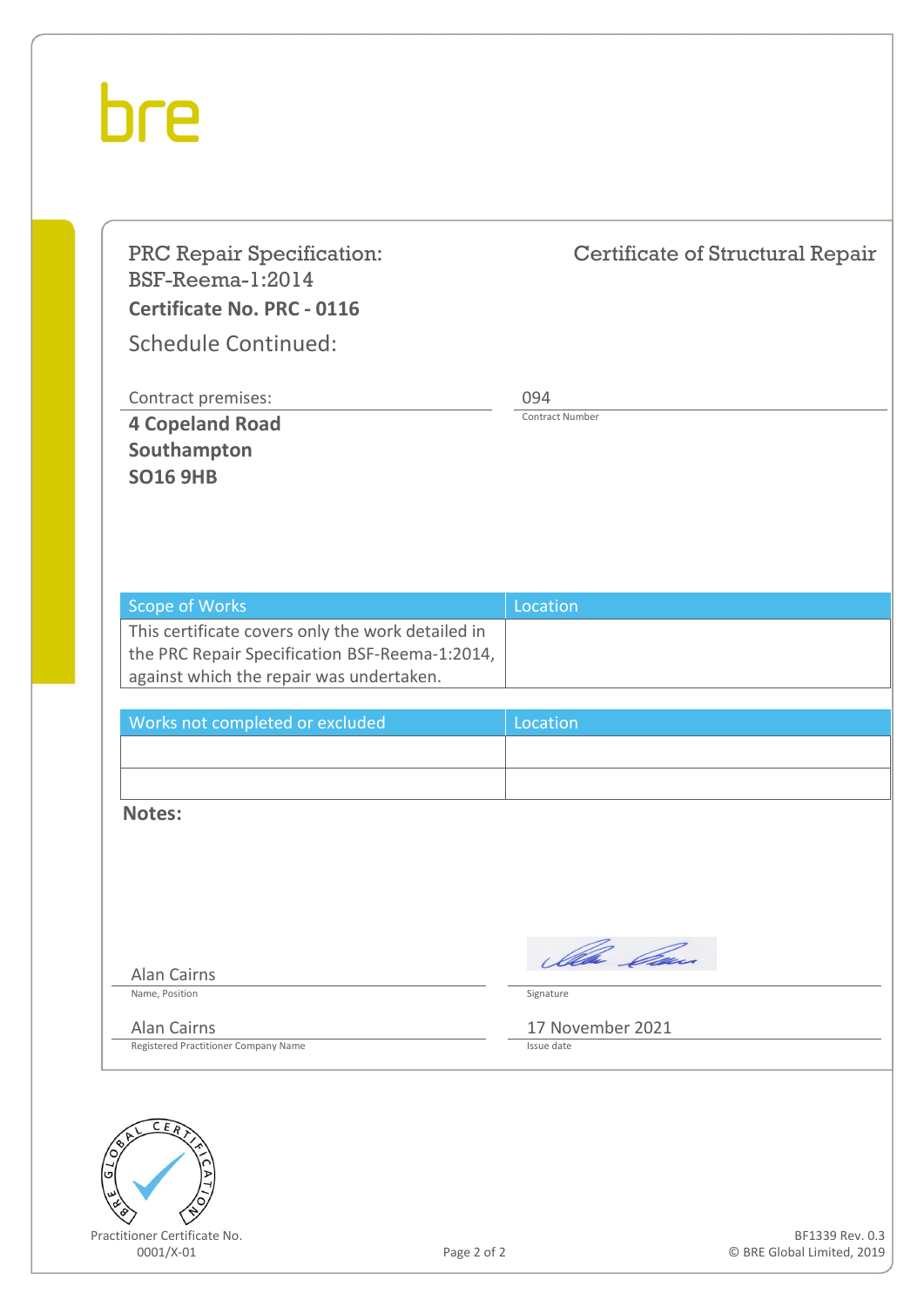bre

PRC Repair Specification:
BSF-Reema-1:2014

**Certificate No. PRC - 0116**

Certificate of Structural Repair

Schedule Continued:

Contract premises:

**4 Copeland Road**
**Southampton**
**SO16 9HB**

094
Contract Number

| Scope of Works | Location |
|---|---|
| This certificate covers only the work detailed in the PRC Repair Specification BSF-Reema-1:2014, against which the repair was undertaken. | |

| Works not completed or excluded | Location |
|---|---|
| | |
| | |

**Notes:**

Alan Cairns
Name, Position

Signature

Alan Cairns
Registered Practitioner Company Name

17 November 2021
Issue date

BRE GLOBAL CERTIFICATION

Practitioner Certificate No.
0001/X-01

BF1339 Rev. 0.3
© BRE Global Limited, 2019